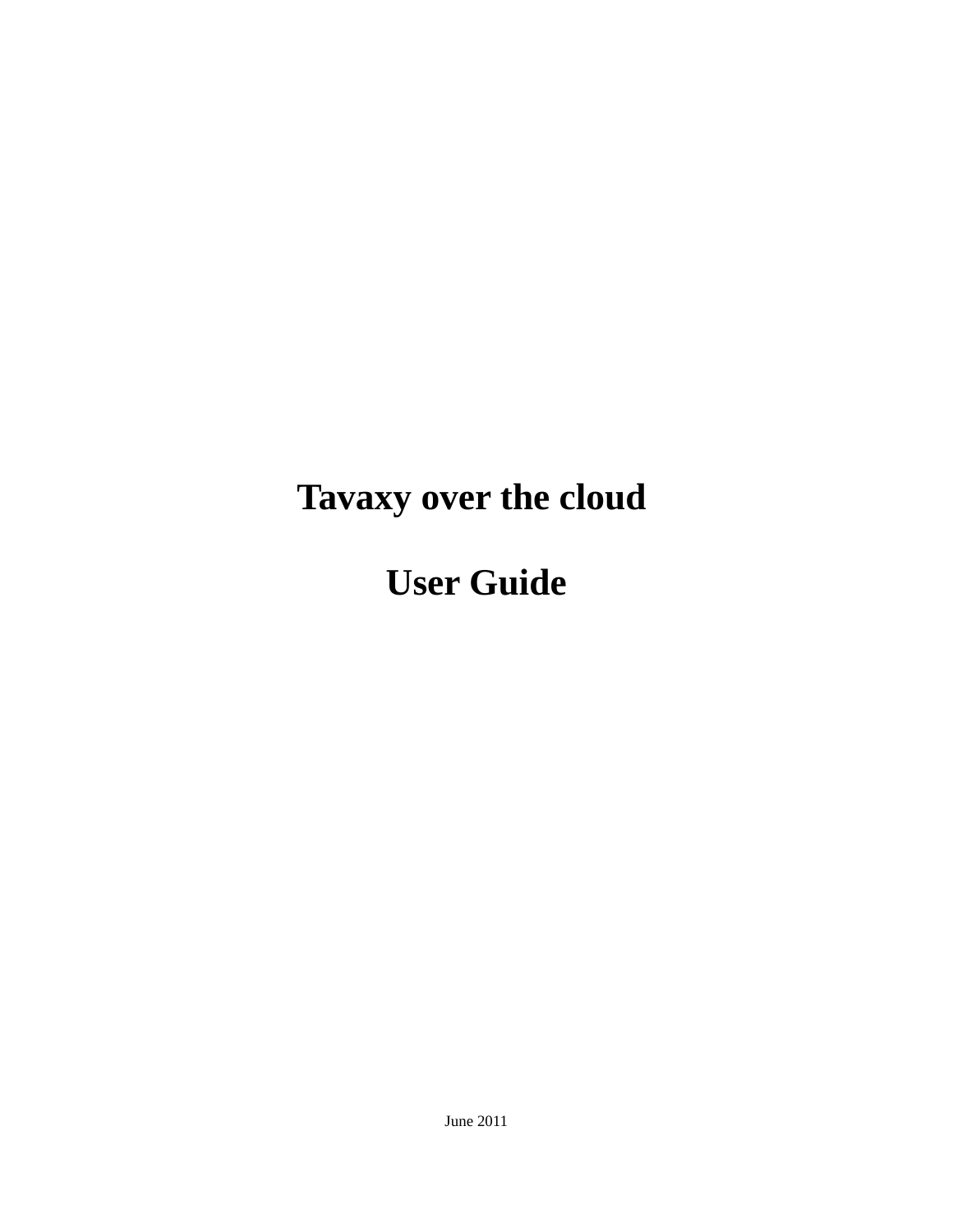# Tavaxy over the cloud

# User Guide

June 2011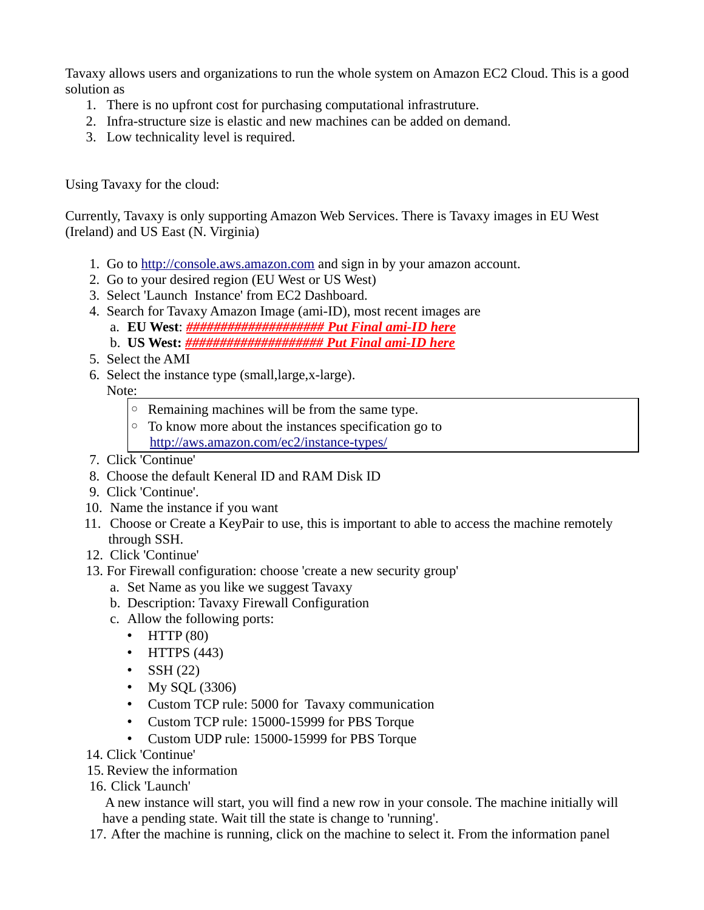Tavaxy allows users and organizations to run the whole system on Amazon EC2 Cloud. This is a good solution as

1. There is no upfront cost for purchasing computational infrastruture.
2. Infra-structure size is elastic and new machines can be added on demand.
3. Low technicality level is required.

Using Tavaxy for the cloud:

Currently, Tavaxy is only supporting Amazon Web Services. There is Tavaxy images in EU West (Ireland) and US East (N. Virginia)

1. Go to http://console.aws.amazon.com and sign in by your amazon account.
2. Go to your desired region (EU West or US West)
3. Select 'Launch Instance' from EC2 Dashboard.
4. Search for Tavaxy Amazon Image (ami-ID), most recent images are
   a. **EU West**: ***################### Put Final ami-ID here***
   b. **US West:** ***################### Put Final ami-ID here***
5. Select the AMI
6. Select the instance type (small,large,x-large).
   Note:
   - Remaining machines will be from the same type.
   - To know more about the instances specification go to http://aws.amazon.com/ec2/instance-types/
7. Click 'Continue'
8. Choose the default Keneral ID and RAM Disk ID
9. Click 'Continue'.
10. Name the instance if you want
11. Choose or Create a KeyPair to use, this is important to able to access the machine remotely through SSH.
12. Click 'Continue'
13. For Firewall configuration: choose 'create a new security group'
    a. Set Name as you like we suggest Tavaxy
    b. Description: Tavaxy Firewall Configuration
    c. Allow the following ports:
       - HTTP (80)
       - HTTPS (443)
       - SSH (22)
       - My SQL (3306)
       - Custom TCP rule: 5000 for Tavaxy communication
       - Custom TCP rule: 15000-15999 for PBS Torque
       - Custom UDP rule: 15000-15999 for PBS Torque
14. Click 'Continue'
15. Review the information
16. Click 'Launch'
    A new instance will start, you will find a new row in your console. The machine initially will have a pending state. Wait till the state is change to 'running'.
17. After the machine is running, click on the machine to select it. From the information panel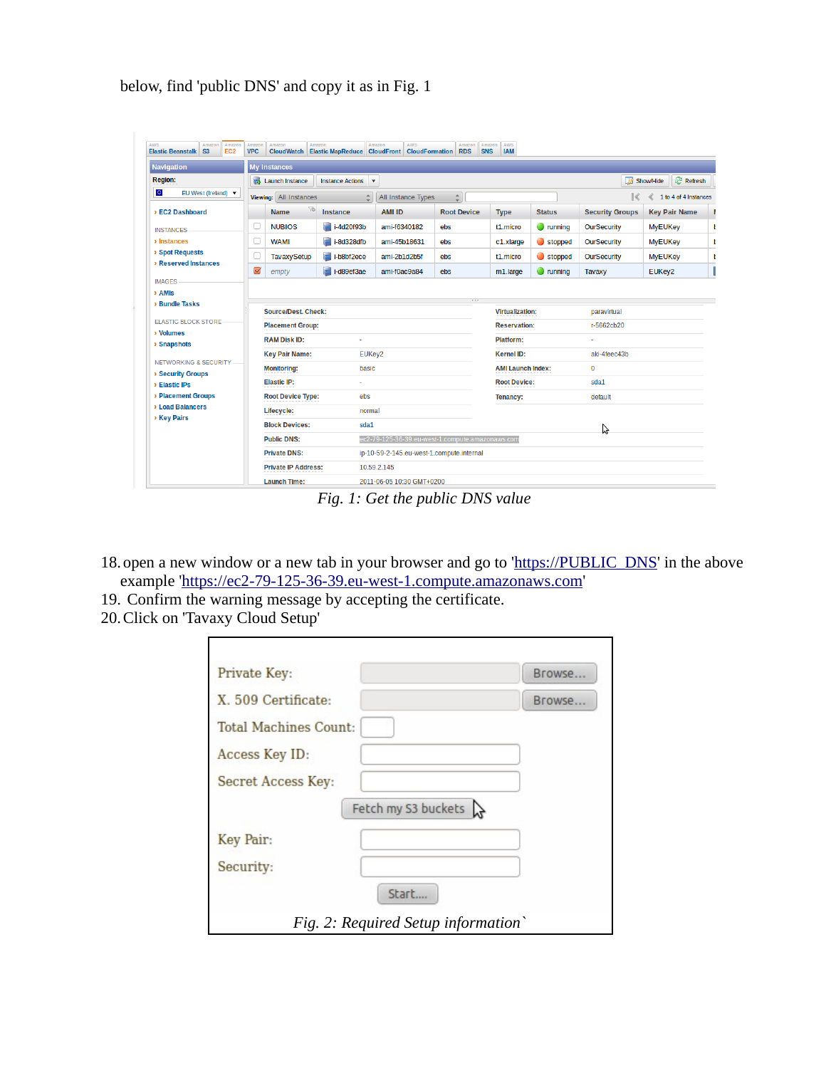below, find 'public DNS' and copy it as in Fig. 1

*Fig. 1: Get the public DNS value*

18. open a new window or a new tab in your browser and go to 'https://PUBLIC_DNS' in the above example 'https://ec2-79-125-36-39.eu-west-1.compute.amazonaws.com'
19. Confirm the warning message by accepting the certificate.
20. Click on 'Tavaxy Cloud Setup'

*Fig. 2: Required Setup information`*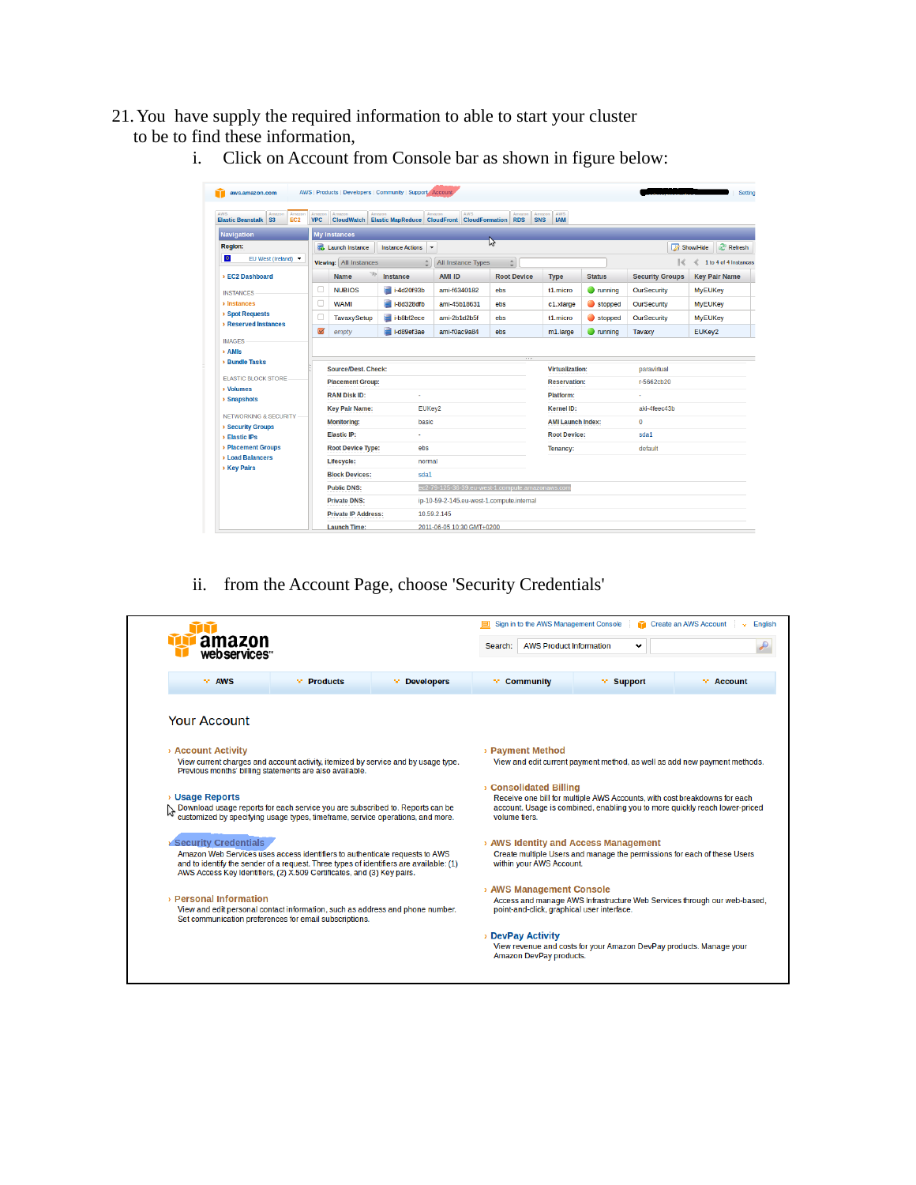21. You have supply the required information to able to start your cluster to be to find these information,

    i. Click on Account from Console bar as shown in figure below:

    ii. from the Account Page, choose 'Security Credentials'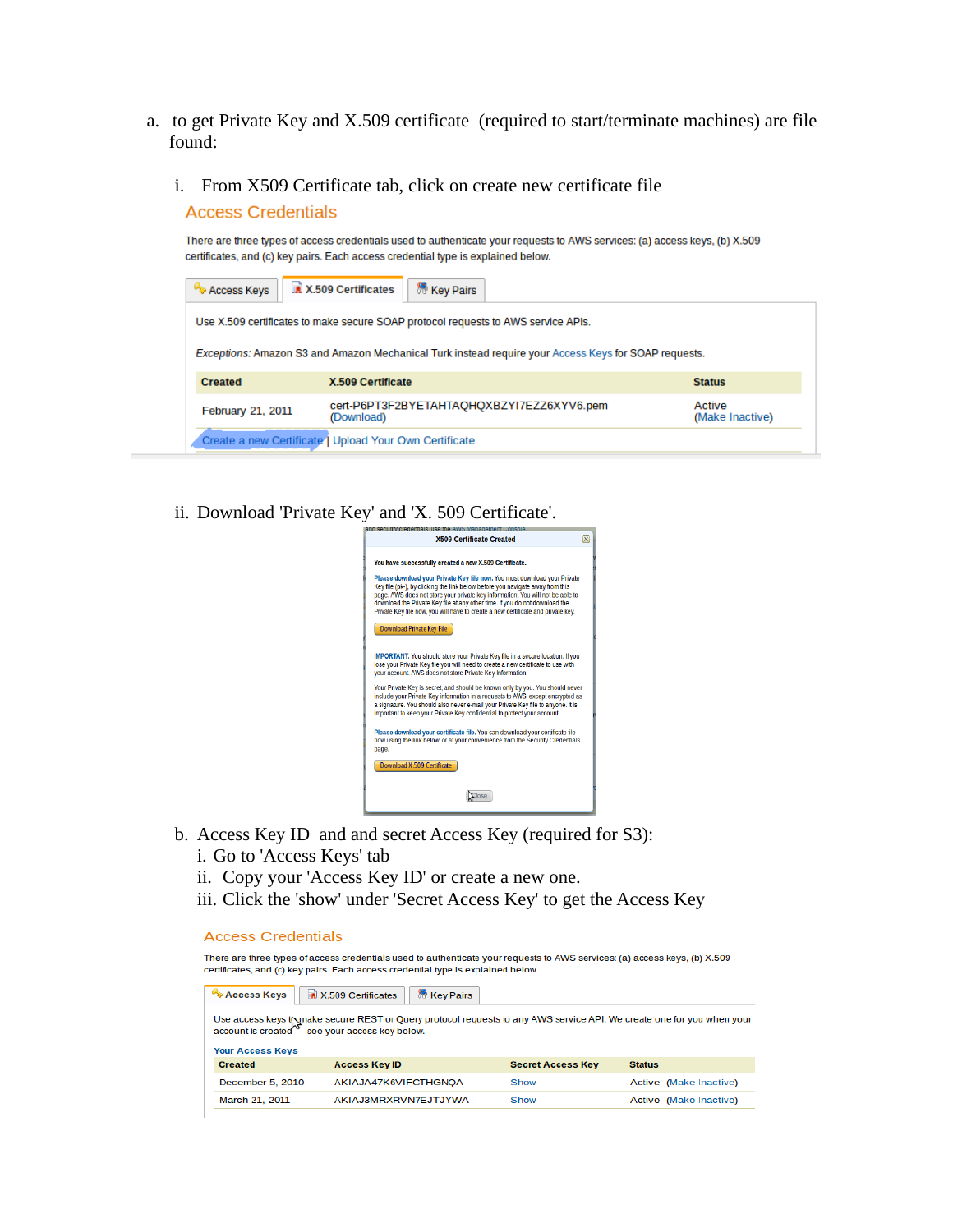a. to get Private Key and X.509 certificate (required to start/terminate machines) are file found:

   i. From X509 Certificate tab, click on create new certificate file

## Access Credentials

There are three types of access credentials used to authenticate your requests to AWS services: (a) access keys, (b) X.509 certificates, and (c) key pairs. Each access credential type is explained below.

Access Keys | X.509 Certificates | Key Pairs

Use X.509 certificates to make secure SOAP protocol requests to AWS service APIs.

*Exceptions:* Amazon S3 and Amazon Mechanical Turk instead require your Access Keys for SOAP requests.

| Created | X.509 Certificate | Status |
|---|---|---|
| February 21, 2011 | cert-P6PT3F2BYETAHTAQHQXBZYI7EZZ6XYV6.pem (Download) | Active (Make Inactive) |

Create a new Certificate | Upload Your Own Certificate

   ii. Download 'Private Key' and 'X. 509 Certificate'.

**X509 Certificate Created**

**You have successfully created a new X.509 Certificate.**

Please download your Private Key file now. You must download your Private Key file (pk-), by clicking the link below before you navigate away from this page. AWS does not store your private key information. You will not be able to download the Private Key file at any other time. If you do not download the Private Key file now, you will have to create a new certificate and private key.

Download Private Key File

IMPORTANT: You should store your Private Key file in a secure location. If you lose your Private Key file you will need to create a new certificate to use with your account. AWS does not store Private Key information.

Your Private Key is secret, and should be known only by you. You should never include your Private Key information in a requests to AWS, except encrypted as a signature. You should also never e-mail your Private Key file to anyone. It is important to keep your Private Key confidential to protect your account.

Please download your certificate file. You can download your certificate file now using the link below, or at your convenience from the Security Credentials page.

Download X.509 Certificate

Close

b. Access Key ID and and secret Access Key (required for S3):
   i. Go to 'Access Keys' tab
   ii. Copy your 'Access Key ID' or create a new one.
   iii. Click the 'show' under 'Secret Access Key' to get the Access Key

## Access Credentials

There are three types of access credentials used to authenticate your requests to AWS services: (a) access keys, (b) X.509 certificates, and (c) key pairs. Each access credential type is explained below.

Access Keys | X.509 Certificates | Key Pairs

Use access keys to make secure REST or Query protocol requests to any AWS service API. We create one for you when your account is created — see your access key below.

**Your Access Keys**

| Created | Access Key ID | Secret Access Key | Status |
|---|---|---|---|
| December 5, 2010 | AKIAJA47K6VIFCTHGNQA | Show | Active (Make Inactive) |
| March 21, 2011 | AKIAJ3MRXRVN7EJTJYWA | Show | Active (Make Inactive) |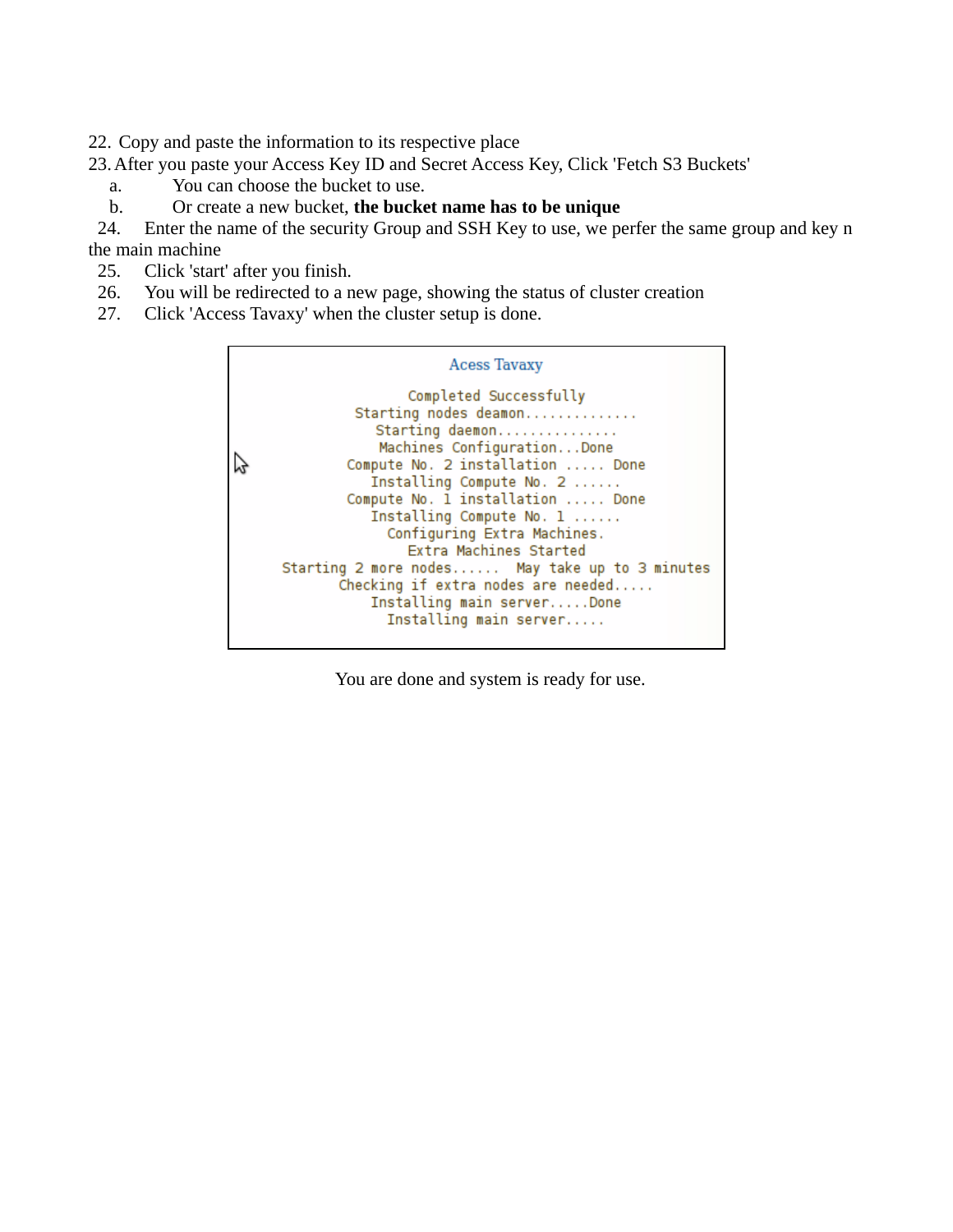22. Copy and paste the information to its respective place
23. After you paste your Access Key ID and Secret Access Key, Click 'Fetch S3 Buckets'
    a. You can choose the bucket to use.
    b. Or create a new bucket, **the bucket name has to be unique**
24. Enter the name of the security Group and SSH Key to use, we perfer the same group and key n the main machine
25. Click 'start' after you finish.
26. You will be redirected to a new page, showing the status of cluster creation
27. Click 'Access Tavaxy' when the cluster setup is done.

```
Acess Tavaxy

Completed Successfully
Starting nodes deamon.............
Starting daemon..............
Machines Configuration...Done
Compute No. 2 installation ..... Done
Installing Compute No. 2 ......
Compute No. 1 installation ..... Done
Installing Compute No. 1 ......
Configuring Extra Machines.
Extra Machines Started
Starting 2 more nodes......  May take up to 3 minutes
Checking if extra nodes are needed.....
Installing main server.....Done
Installing main server.....
```

You are done and system is ready for use.